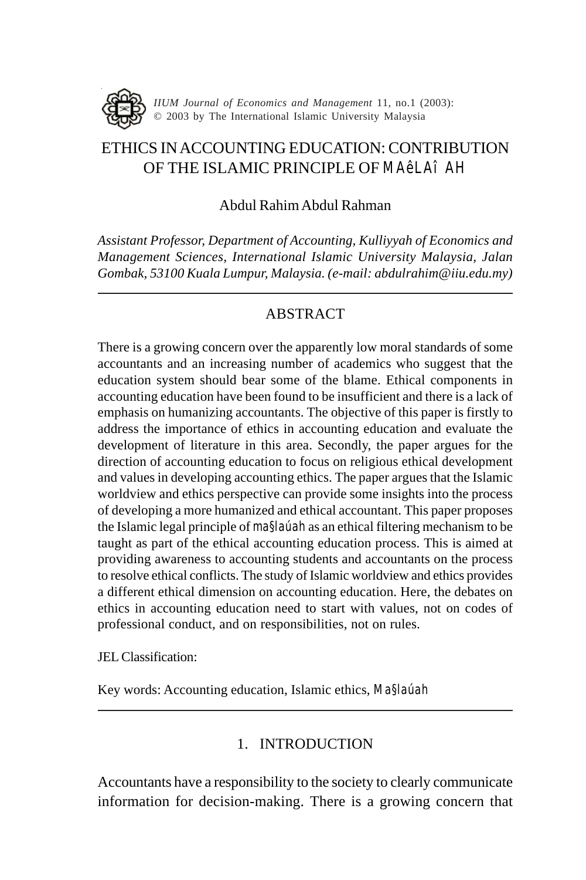# ETHICS IN ACCOUNTING EDUCATION: CONTRIBUTION OF THE ISLAMIC PRINCIPLE OF MAêLAÎ AH

Abdul Rahim Abdul Rahman

*Assistant Professor, Department of Accounting, Kulliyyah of Economics and Management Sciences, International Islamic University Malaysia, Jalan Gombak, 53100 Kuala Lumpur, Malaysia. (e-mail: abdulrahim@iiu.edu.my)*

---

## ABSTRACT

There is a growing concern over the apparently low moral standards of some accountants and an increasing number of academics who suggest that the education system should bear some of the blame. Ethical components in accounting education have been found to be insufficient and there is a lack of emphasis on humanizing accountants. The objective of this paper is firstly to address the importance of ethics in accounting education and evaluate the development of literature in this area. Secondly, the paper argues for the direction of accounting education to focus on religious ethical development and values in developing accounting ethics. The paper argues that the Islamic worldview and ethics perspective can provide some insights into the process of developing a more humanized and ethical accountant. This paper proposes the Islamic legal principle of ma§laúah as an ethical filtering mechanism to be taught as part of the ethical accounting education process. This is aimed at providing awareness to accounting students and accountants on the process to resolve ethical conflicts. The study of Islamic worldview and ethics provides a different ethical dimension on accounting education. Here, the debates on ethics in accounting education need to start with values, not on codes of professional conduct, and on responsibilities, not on rules.

JEL Classification:

Key words: Accounting education, Islamic ethics, Ma§laúah

---

## 1. INTRODUCTION

Accountants have a responsibility to the society to clearly communicate information for decision-making. There is a growing concern that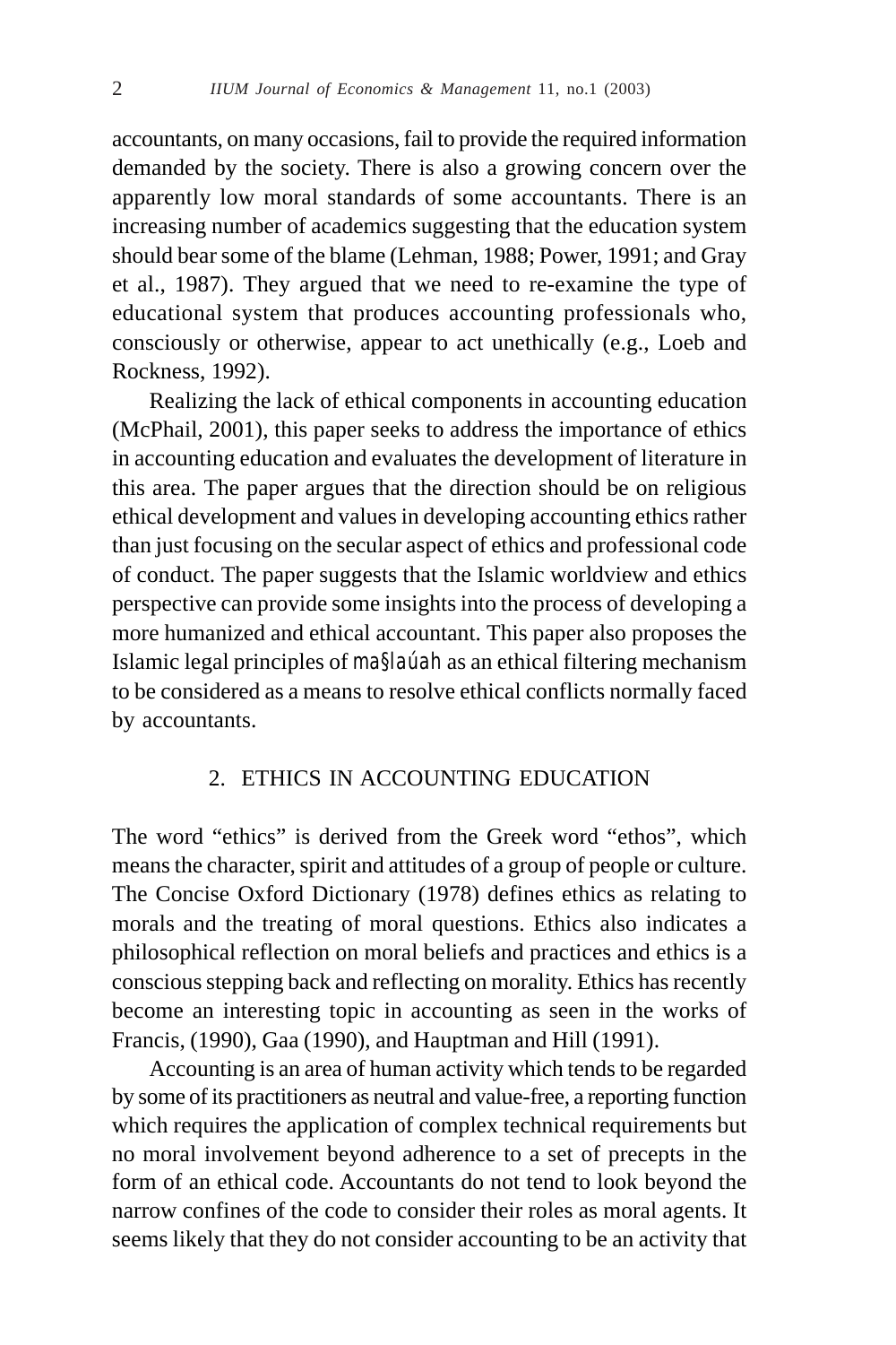accountants, on many occasions, fail to provide the required information demanded by the society. There is also a growing concern over the apparently low moral standards of some accountants. There is an increasing number of academics suggesting that the education system should bear some of the blame (Lehman, 1988; Power, 1991; and Gray et al., 1987). They argued that we need to re-examine the type of educational system that produces accounting professionals who, consciously or otherwise, appear to act unethically (e.g., Loeb and Rockness, 1992).

Realizing the lack of ethical components in accounting education (McPhail, 2001), this paper seeks to address the importance of ethics in accounting education and evaluates the development of literature in this area. The paper argues that the direction should be on religious ethical development and values in developing accounting ethics rather than just focusing on the secular aspect of ethics and professional code of conduct. The paper suggests that the Islamic worldview and ethics perspective can provide some insights into the process of developing a more humanized and ethical accountant. This paper also proposes the Islamic legal principles of ma§laúah as an ethical filtering mechanism to be considered as a means to resolve ethical conflicts normally faced by accountants.

## 2. ETHICS IN ACCOUNTING EDUCATION

The word "ethics" is derived from the Greek word "ethos", which means the character, spirit and attitudes of a group of people or culture. The Concise Oxford Dictionary (1978) defines ethics as relating to morals and the treating of moral questions. Ethics also indicates a philosophical reflection on moral beliefs and practices and ethics is a conscious stepping back and reflecting on morality. Ethics has recently become an interesting topic in accounting as seen in the works of Francis, (1990), Gaa (1990), and Hauptman and Hill (1991).

Accounting is an area of human activity which tends to be regarded by some of its practitioners as neutral and value-free, a reporting function which requires the application of complex technical requirements but no moral involvement beyond adherence to a set of precepts in the form of an ethical code. Accountants do not tend to look beyond the narrow confines of the code to consider their roles as moral agents. It seems likely that they do not consider accounting to be an activity that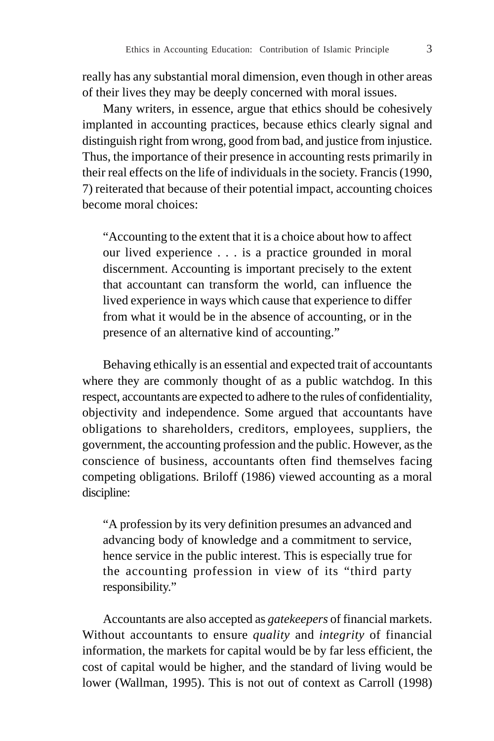really has any substantial moral dimension, even though in other areas of their lives they may be deeply concerned with moral issues.

Many writers, in essence, argue that ethics should be cohesively implanted in accounting practices, because ethics clearly signal and distinguish right from wrong, good from bad, and justice from injustice. Thus, the importance of their presence in accounting rests primarily in their real effects on the life of individuals in the society. Francis (1990, 7) reiterated that because of their potential impact, accounting choices become moral choices:

> "Accounting to the extent that it is a choice about how to affect our lived experience . . . is a practice grounded in moral discernment. Accounting is important precisely to the extent that accountant can transform the world, can influence the lived experience in ways which cause that experience to differ from what it would be in the absence of accounting, or in the presence of an alternative kind of accounting."

Behaving ethically is an essential and expected trait of accountants where they are commonly thought of as a public watchdog. In this respect, accountants are expected to adhere to the rules of confidentiality, objectivity and independence. Some argued that accountants have obligations to shareholders, creditors, employees, suppliers, the government, the accounting profession and the public. However, as the conscience of business, accountants often find themselves facing competing obligations. Briloff (1986) viewed accounting as a moral discipline:

> "A profession by its very definition presumes an advanced and advancing body of knowledge and a commitment to service, hence service in the public interest. This is especially true for the accounting profession in view of its "third party responsibility."

Accountants are also accepted as *gatekeepers* of financial markets. Without accountants to ensure *quality* and *integrity* of financial information, the markets for capital would be by far less efficient, the cost of capital would be higher, and the standard of living would be lower (Wallman, 1995). This is not out of context as Carroll (1998)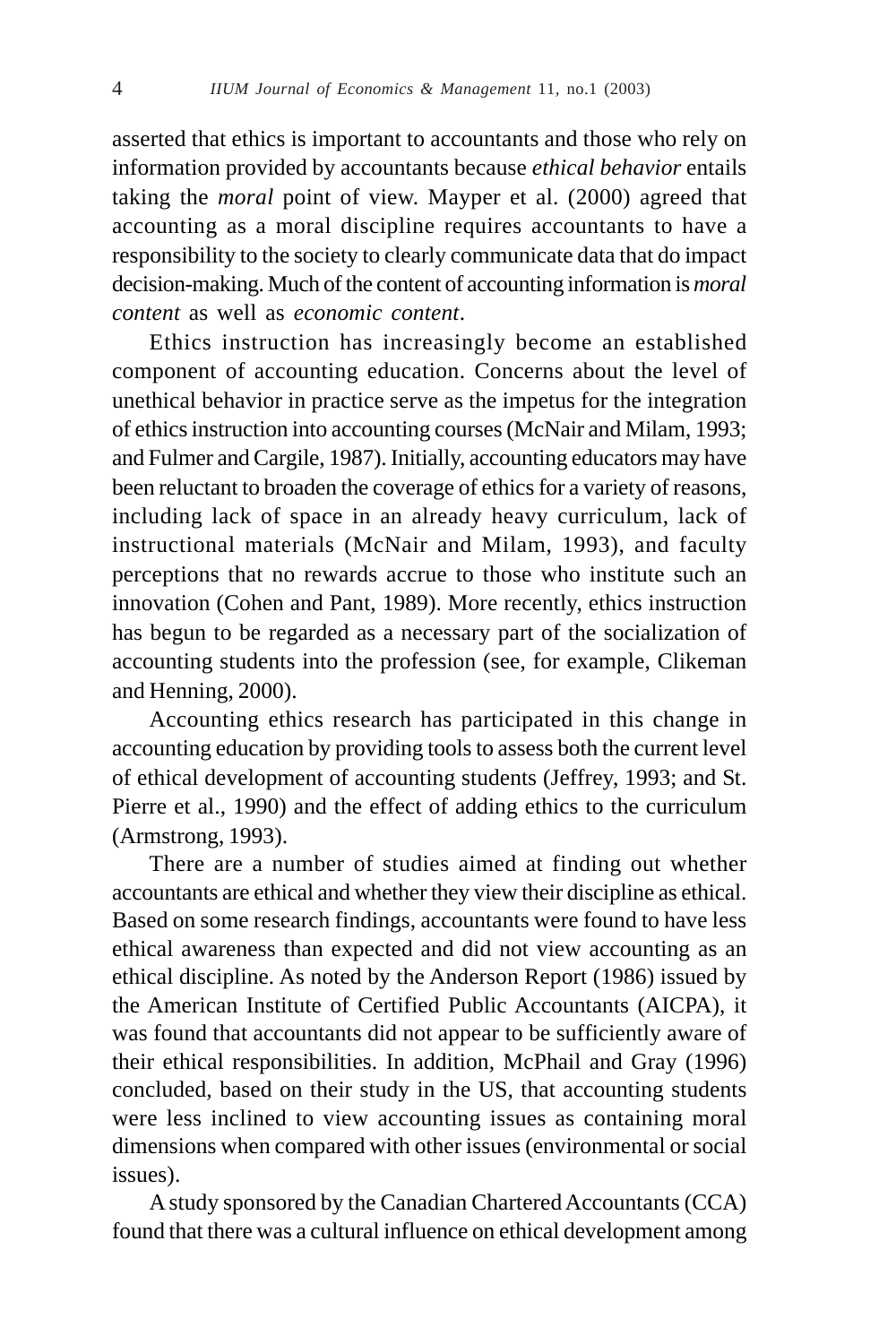asserted that ethics is important to accountants and those who rely on information provided by accountants because *ethical behavior* entails taking the *moral* point of view. Mayper et al. (2000) agreed that accounting as a moral discipline requires accountants to have a responsibility to the society to clearly communicate data that do impact decision-making. Much of the content of accounting information is *moral content* as well as *economic content*.

Ethics instruction has increasingly become an established component of accounting education. Concerns about the level of unethical behavior in practice serve as the impetus for the integration of ethics instruction into accounting courses (McNair and Milam, 1993; and Fulmer and Cargile, 1987). Initially, accounting educators may have been reluctant to broaden the coverage of ethics for a variety of reasons, including lack of space in an already heavy curriculum, lack of instructional materials (McNair and Milam, 1993), and faculty perceptions that no rewards accrue to those who institute such an innovation (Cohen and Pant, 1989). More recently, ethics instruction has begun to be regarded as a necessary part of the socialization of accounting students into the profession (see, for example, Clikeman and Henning, 2000).

Accounting ethics research has participated in this change in accounting education by providing tools to assess both the current level of ethical development of accounting students (Jeffrey, 1993; and St. Pierre et al., 1990) and the effect of adding ethics to the curriculum (Armstrong, 1993).

There are a number of studies aimed at finding out whether accountants are ethical and whether they view their discipline as ethical. Based on some research findings, accountants were found to have less ethical awareness than expected and did not view accounting as an ethical discipline. As noted by the Anderson Report (1986) issued by the American Institute of Certified Public Accountants (AICPA), it was found that accountants did not appear to be sufficiently aware of their ethical responsibilities. In addition, McPhail and Gray (1996) concluded, based on their study in the US, that accounting students were less inclined to view accounting issues as containing moral dimensions when compared with other issues (environmental or social issues).

A study sponsored by the Canadian Chartered Accountants (CCA) found that there was a cultural influence on ethical development among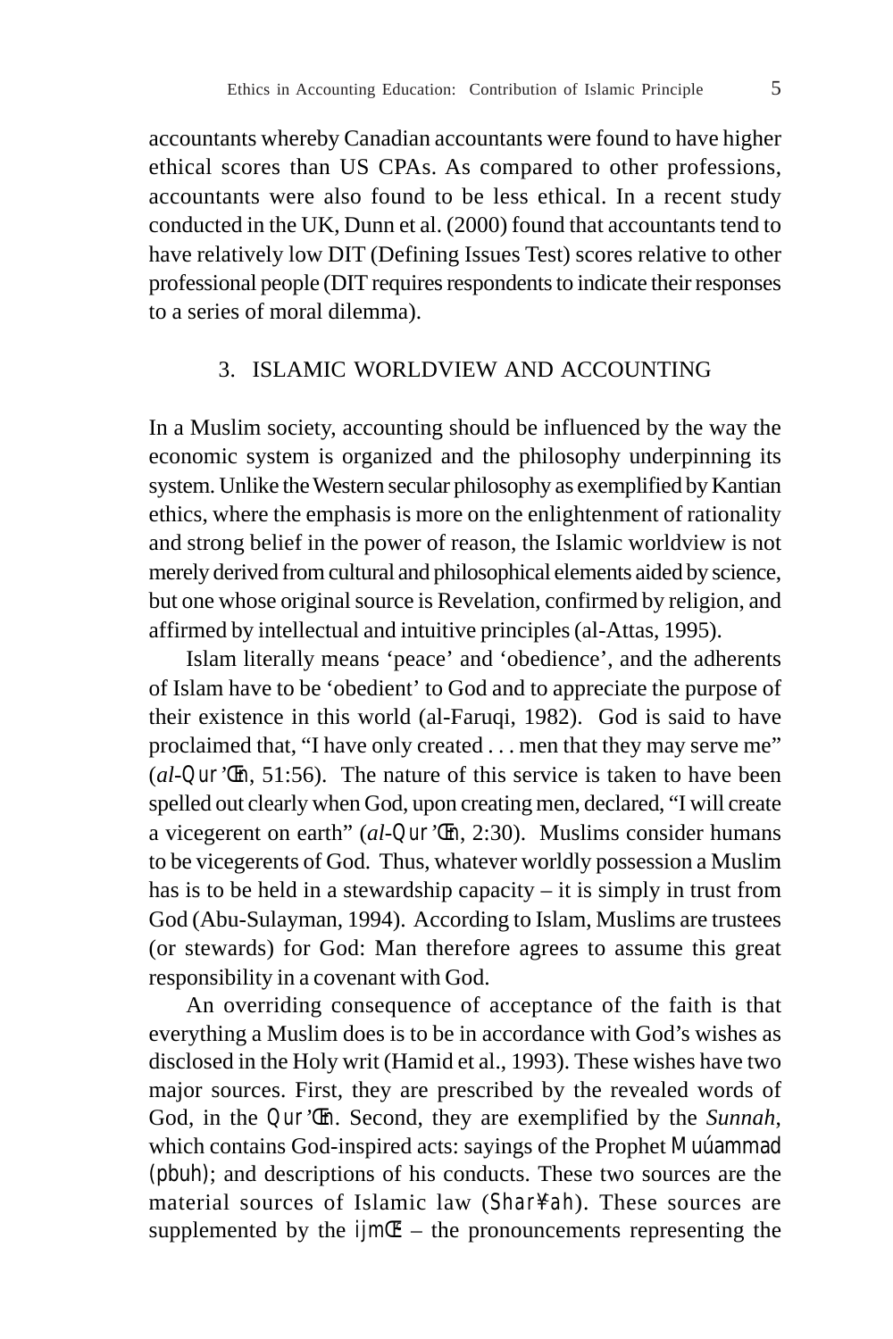accountants whereby Canadian accountants were found to have higher ethical scores than US CPAs. As compared to other professions, accountants were also found to be less ethical. In a recent study conducted in the UK, Dunn et al. (2000) found that accountants tend to have relatively low DIT (Defining Issues Test) scores relative to other professional people (DIT requires respondents to indicate their responses to a series of moral dilemma).

## 3. ISLAMIC WORLDVIEW AND ACCOUNTING

In a Muslim society, accounting should be influenced by the way the economic system is organized and the philosophy underpinning its system. Unlike the Western secular philosophy as exemplified by Kantian ethics, where the emphasis is more on the enlightenment of rationality and strong belief in the power of reason, the Islamic worldview is not merely derived from cultural and philosophical elements aided by science, but one whose original source is Revelation, confirmed by religion, and affirmed by intellectual and intuitive principles (al-Attas, 1995).

Islam literally means 'peace' and 'obedience', and the adherents of Islam have to be 'obedient' to God and to appreciate the purpose of their existence in this world (al-Faruqi, 1982). God is said to have proclaimed that, "I have only created . . . men that they may serve me" (*al-Qur'Œn*, 51:56). The nature of this service is taken to have been spelled out clearly when God, upon creating men, declared, "I will create a vicegerent on earth" (*al-Qur'Œn*, 2:30). Muslims consider humans to be vicegerents of God. Thus, whatever worldly possession a Muslim has is to be held in a stewardship capacity – it is simply in trust from God (Abu-Sulayman, 1994). According to Islam, Muslims are trustees (or stewards) for God: Man therefore agrees to assume this great responsibility in a covenant with God.

An overriding consequence of acceptance of the faith is that everything a Muslim does is to be in accordance with God's wishes as disclosed in the Holy writ (Hamid et al., 1993). These wishes have two major sources. First, they are prescribed by the revealed words of God, in the Qur'Œn. Second, they are exemplified by the *Sunnah*, which contains God-inspired acts: sayings of the Prophet Muúammad (pbuh); and descriptions of his conducts. These two sources are the material sources of Islamic law (Shar¥ah). These sources are supplemented by the ijmŒ' – the pronouncements representing the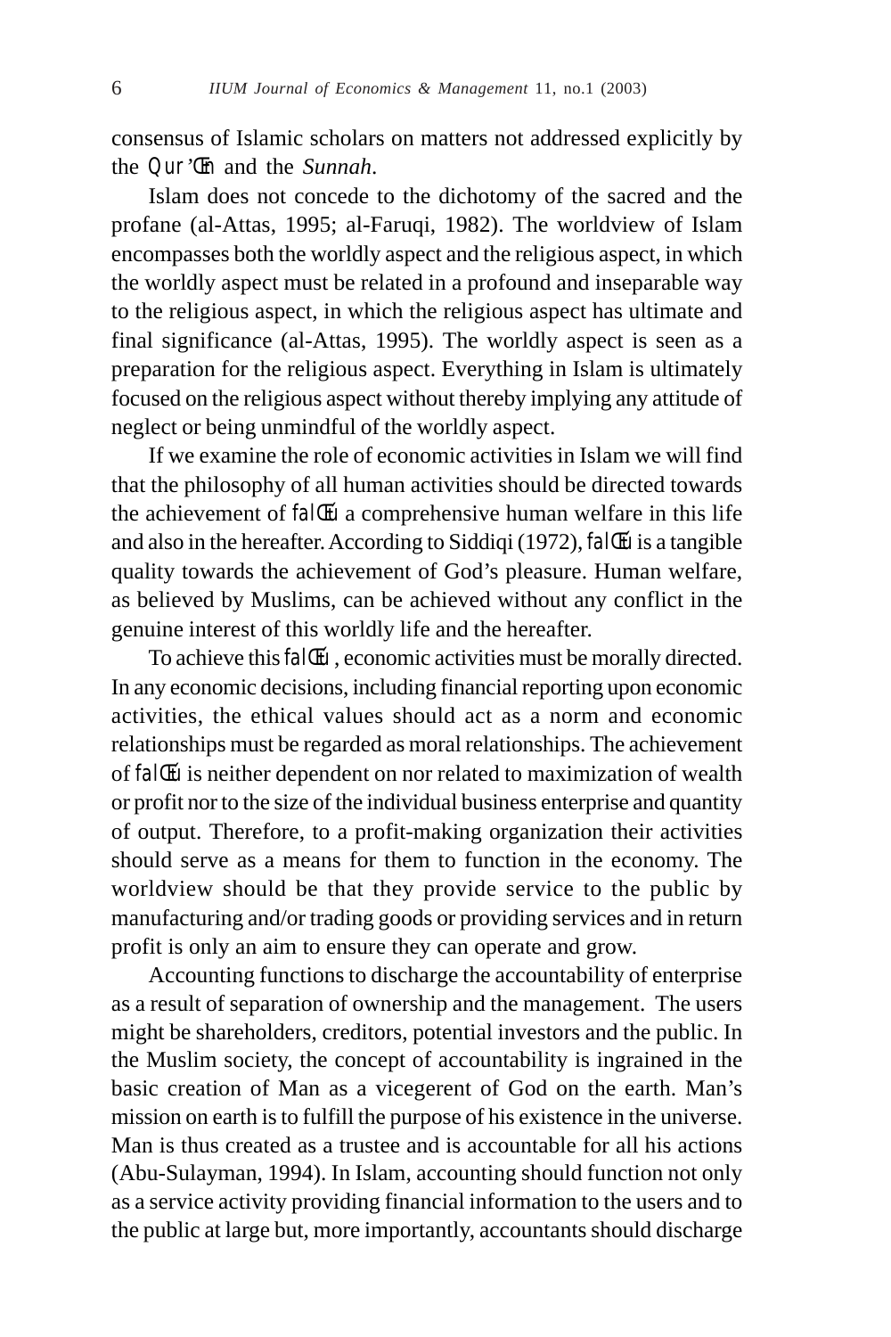consensus of Islamic scholars on matters not addressed explicitly by the *Qur'ān* and the *Sunnah*.

Islam does not concede to the dichotomy of the sacred and the profane (al-Attas, 1995; al-Faruqi, 1982). The worldview of Islam encompasses both the worldly aspect and the religious aspect, in which the worldly aspect must be related in a profound and inseparable way to the religious aspect, in which the religious aspect has ultimate and final significance (al-Attas, 1995). The worldly aspect is seen as a preparation for the religious aspect. Everything in Islam is ultimately focused on the religious aspect without thereby implying any attitude of neglect or being unmindful of the worldly aspect.

If we examine the role of economic activities in Islam we will find that the philosophy of all human activities should be directed towards the achievement of *falāḥ* a comprehensive human welfare in this life and also in the hereafter. According to Siddiqi (1972), *falāḥ* is a tangible quality towards the achievement of God's pleasure. Human welfare, as believed by Muslims, can be achieved without any conflict in the genuine interest of this worldly life and the hereafter.

To achieve this *falāḥ*, economic activities must be morally directed. In any economic decisions, including financial reporting upon economic activities, the ethical values should act as a norm and economic relationships must be regarded as moral relationships. The achievement of *falāḥ* is neither dependent on nor related to maximization of wealth or profit nor to the size of the individual business enterprise and quantity of output. Therefore, to a profit-making organization their activities should serve as a means for them to function in the economy. The worldview should be that they provide service to the public by manufacturing and/or trading goods or providing services and in return profit is only an aim to ensure they can operate and grow.

Accounting functions to discharge the accountability of enterprise as a result of separation of ownership and the management. The users might be shareholders, creditors, potential investors and the public. In the Muslim society, the concept of accountability is ingrained in the basic creation of Man as a vicegerent of God on the earth. Man's mission on earth is to fulfill the purpose of his existence in the universe. Man is thus created as a trustee and is accountable for all his actions (Abu-Sulayman, 1994). In Islam, accounting should function not only as a service activity providing financial information to the users and to the public at large but, more importantly, accountants should discharge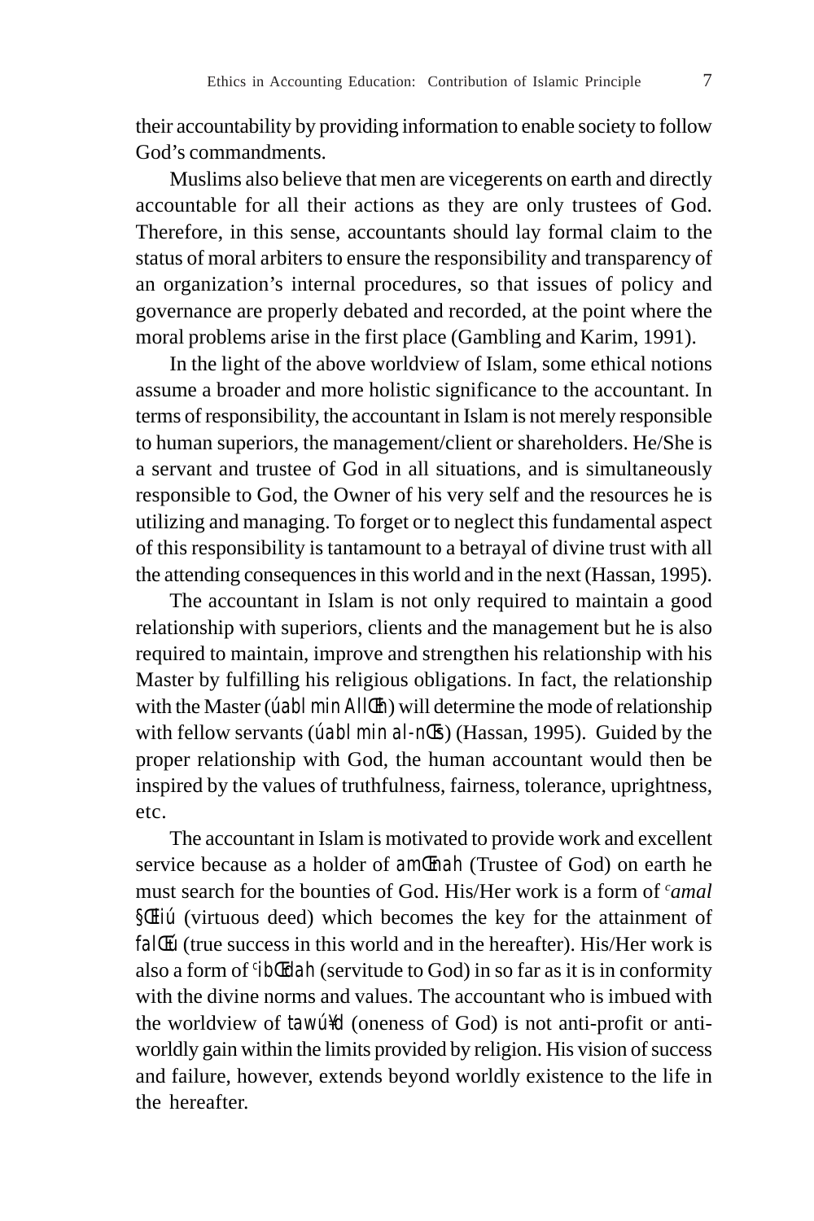their accountability by providing information to enable society to follow God's commandments.

Muslims also believe that men are vicegerents on earth and directly accountable for all their actions as they are only trustees of God. Therefore, in this sense, accountants should lay formal claim to the status of moral arbiters to ensure the responsibility and transparency of an organization's internal procedures, so that issues of policy and governance are properly debated and recorded, at the point where the moral problems arise in the first place (Gambling and Karim, 1991).

In the light of the above worldview of Islam, some ethical notions assume a broader and more holistic significance to the accountant. In terms of responsibility, the accountant in Islam is not merely responsible to human superiors, the management/client or shareholders. He/She is a servant and trustee of God in all situations, and is simultaneously responsible to God, the Owner of his very self and the resources he is utilizing and managing. To forget or to neglect this fundamental aspect of this responsibility is tantamount to a betrayal of divine trust with all the attending consequences in this world and in the next (Hassan, 1995).

The accountant in Islam is not only required to maintain a good relationship with superiors, clients and the management but he is also required to maintain, improve and strengthen his relationship with his Master by fulfilling his religious obligations. In fact, the relationship with the Master (úabl min AllŒh) will determine the mode of relationship with fellow servants (úabl min al-nŒs) (Hassan, 1995). Guided by the proper relationship with God, the human accountant would then be inspired by the values of truthfulness, fairness, tolerance, uprightness, etc.

The accountant in Islam is motivated to provide work and excellent service because as a holder of amŒnah (Trustee of God) on earth he must search for the bounties of God. His/Her work is a form of *ᶜamal* §Œliú (virtuous deed) which becomes the key for the attainment of falŒú (true success in this world and in the hereafter). His/Her work is also a form of ᶜibŒdah (servitude to God) in so far as it is in conformity with the divine norms and values. The accountant who is imbued with the worldview of tawú¥d (oneness of God) is not anti-profit or anti-worldly gain within the limits provided by religion. His vision of success and failure, however, extends beyond worldly existence to the life in the hereafter.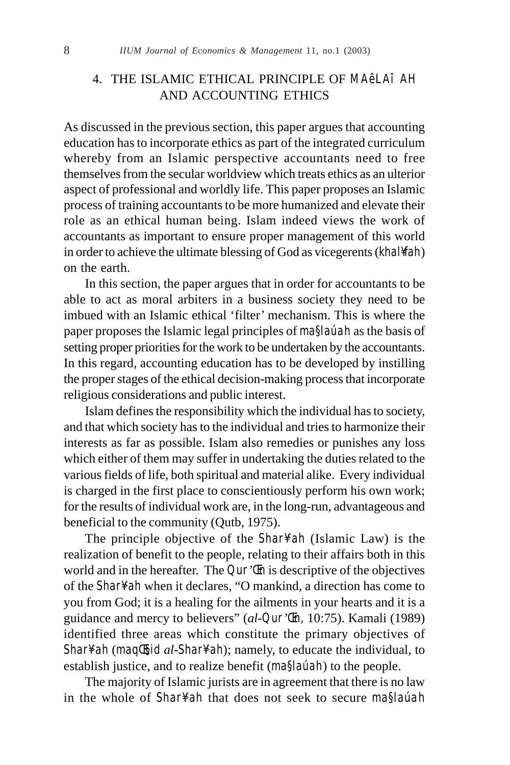## 4. THE ISLAMIC ETHICAL PRINCIPLE OF MAêLAÎ AH AND ACCOUNTING ETHICS

As discussed in the previous section, this paper argues that accounting education has to incorporate ethics as part of the integrated curriculum whereby from an Islamic perspective accountants need to free themselves from the secular worldview which treats ethics as an ulterior aspect of professional and worldly life. This paper proposes an Islamic process of training accountants to be more humanized and elevate their role as an ethical human being. Islam indeed views the work of accountants as important to ensure proper management of this world in order to achieve the ultimate blessing of God as vicegerents (khal¥fah) on the earth.

In this section, the paper argues that in order for accountants to be able to act as moral arbiters in a business society they need to be imbued with an Islamic ethical 'filter' mechanism. This is where the paper proposes the Islamic legal principles of ma§laúah as the basis of setting proper priorities for the work to be undertaken by the accountants. In this regard, accounting education has to be developed by instilling the proper stages of the ethical decision-making process that incorporate religious considerations and public interest.

Islam defines the responsibility which the individual has to society, and that which society has to the individual and tries to harmonize their interests as far as possible. Islam also remedies or punishes any loss which either of them may suffer in undertaking the duties related to the various fields of life, both spiritual and material alike. Every individual is charged in the first place to conscientiously perform his own work; for the results of individual work are, in the long-run, advantageous and beneficial to the community (Qutb, 1975).

The principle objective of the Shar¥ah (Islamic Law) is the realization of benefit to the people, relating to their affairs both in this world and in the hereafter. The Qur'Œn is descriptive of the objectives of the Shar¥ah when it declares, "O mankind, a direction has come to you from God; it is a healing for the ailments in your hearts and it is a guidance and mercy to believers" (*al*-Qur'Œn, 10:75). Kamali (1989) identified three areas which constitute the primary objectives of Shar¥ah (maqŒ§id *al*-Shar¥ah); namely, to educate the individual, to establish justice, and to realize benefit (ma§laúah) to the people.

The majority of Islamic jurists are in agreement that there is no law in the whole of Shar¥ah that does not seek to secure ma§laúah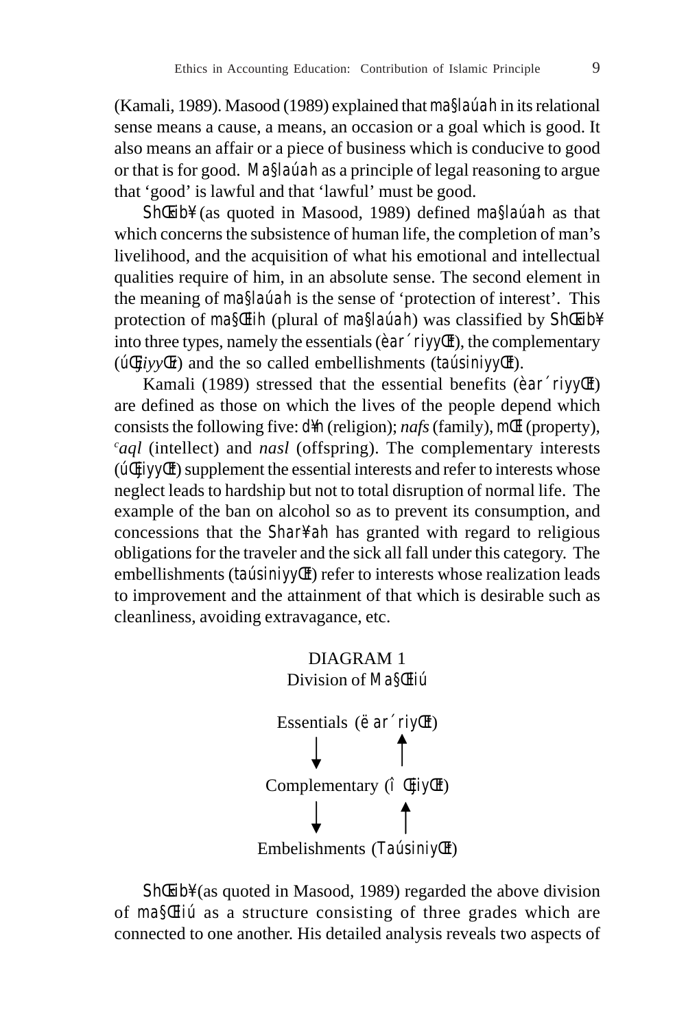(Kamali, 1989). Masood (1989) explained that ma§laúah in its relational sense means a cause, a means, an occasion or a goal which is good. It also means an affair or a piece of business which is conducive to good or that is for good. Ma§laúah as a principle of legal reasoning to argue that 'good' is lawful and that 'lawful' must be good.

ShŒŒib¥ (as quoted in Masood, 1989) defined ma§laúah as that which concerns the subsistence of human life, the completion of man's livelihood, and the acquisition of what his emotional and intellectual qualities require of him, in an absolute sense. The second element in the meaning of ma§laúah is the sense of 'protection of interest'. This protection of ma§Œlih (plural of ma§laúah) was classified by ShŒŒib¥ into three types, namely the essentials (èar´riyyŒt), the complementary (úŒjiyyŒt) and the so called embellishments (taúsiniyyŒt).

Kamali (1989) stressed that the essential benefits (èar´riyyŒt) are defined as those on which the lives of the people depend which consists the following five: d¥n (religion); *nafs* (family), mŒl (property), *ᶜaql* (intellect) and *nasl* (offspring). The complementary interests (úŒjiyyŒt) supplement the essential interests and refer to interests whose neglect leads to hardship but not to total disruption of normal life. The example of the ban on alcohol so as to prevent its consumption, and concessions that the Shar¥ah has granted with regard to religious obligations for the traveler and the sick all fall under this category. The embellishments (taúsiniyyŒt) refer to interests whose realization leads to improvement and the attainment of that which is desirable such as cleanliness, avoiding extravagance, etc.

DIAGRAM 1
Division of Ma§Œliú

Essentials (ë ar´riyŒt)
↓ ↑
Complementary (î ŒjiyŒt)
↓ ↑
Embelishments (TaúsiniyŒt)

ShŒŒib¥ (as quoted in Masood, 1989) regarded the above division of ma§Œliú as a structure consisting of three grades which are connected to one another. His detailed analysis reveals two aspects of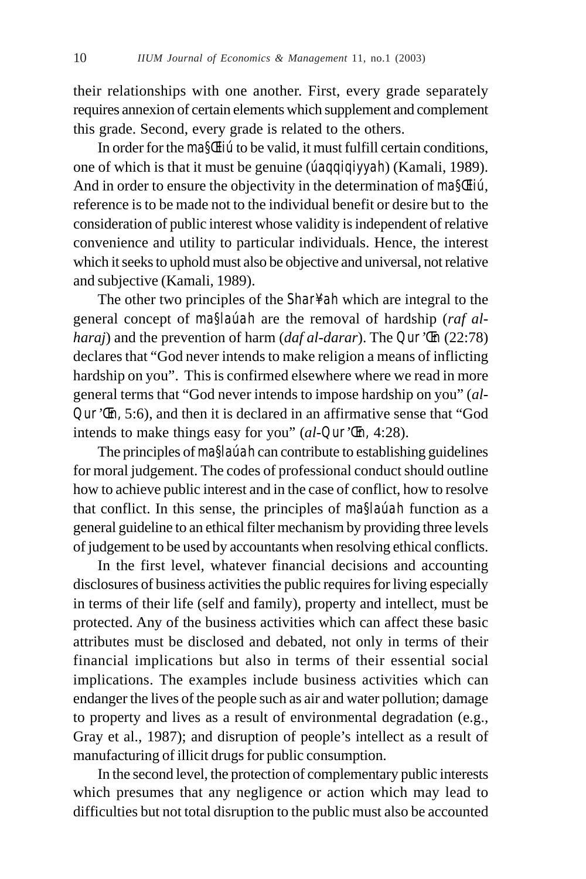their relationships with one another. First, every grade separately requires annexion of certain elements which supplement and complement this grade. Second, every grade is related to the others.

In order for the ma§Œiú to be valid, it must fulfill certain conditions, one of which is that it must be genuine (úaqqiqiyyah) (Kamali, 1989). And in order to ensure the objectivity in the determination of ma§Œiú, reference is to be made not to the individual benefit or desire but to the consideration of public interest whose validity is independent of relative convenience and utility to particular individuals. Hence, the interest which it seeks to uphold must also be objective and universal, not relative and subjective (Kamali, 1989).

The other two principles of the Shar¥ah which are integral to the general concept of ma§laúah are the removal of hardship (*raf al-haraj*) and the prevention of harm (*daf al-darar*). The Qur'Œn (22:78) declares that "God never intends to make religion a means of inflicting hardship on you". This is confirmed elsewhere where we read in more general terms that "God never intends to impose hardship on you" (*al-*Qur'Œn, 5:6), and then it is declared in an affirmative sense that "God intends to make things easy for you" (*al-*Qur'Œn, 4:28).

The principles of ma§laúah can contribute to establishing guidelines for moral judgement. The codes of professional conduct should outline how to achieve public interest and in the case of conflict, how to resolve that conflict. In this sense, the principles of ma§laúah function as a general guideline to an ethical filter mechanism by providing three levels of judgement to be used by accountants when resolving ethical conflicts.

In the first level, whatever financial decisions and accounting disclosures of business activities the public requires for living especially in terms of their life (self and family), property and intellect, must be protected. Any of the business activities which can affect these basic attributes must be disclosed and debated, not only in terms of their financial implications but also in terms of their essential social implications. The examples include business activities which can endanger the lives of the people such as air and water pollution; damage to property and lives as a result of environmental degradation (e.g., Gray et al., 1987); and disruption of people's intellect as a result of manufacturing of illicit drugs for public consumption.

In the second level, the protection of complementary public interests which presumes that any negligence or action which may lead to difficulties but not total disruption to the public must also be accounted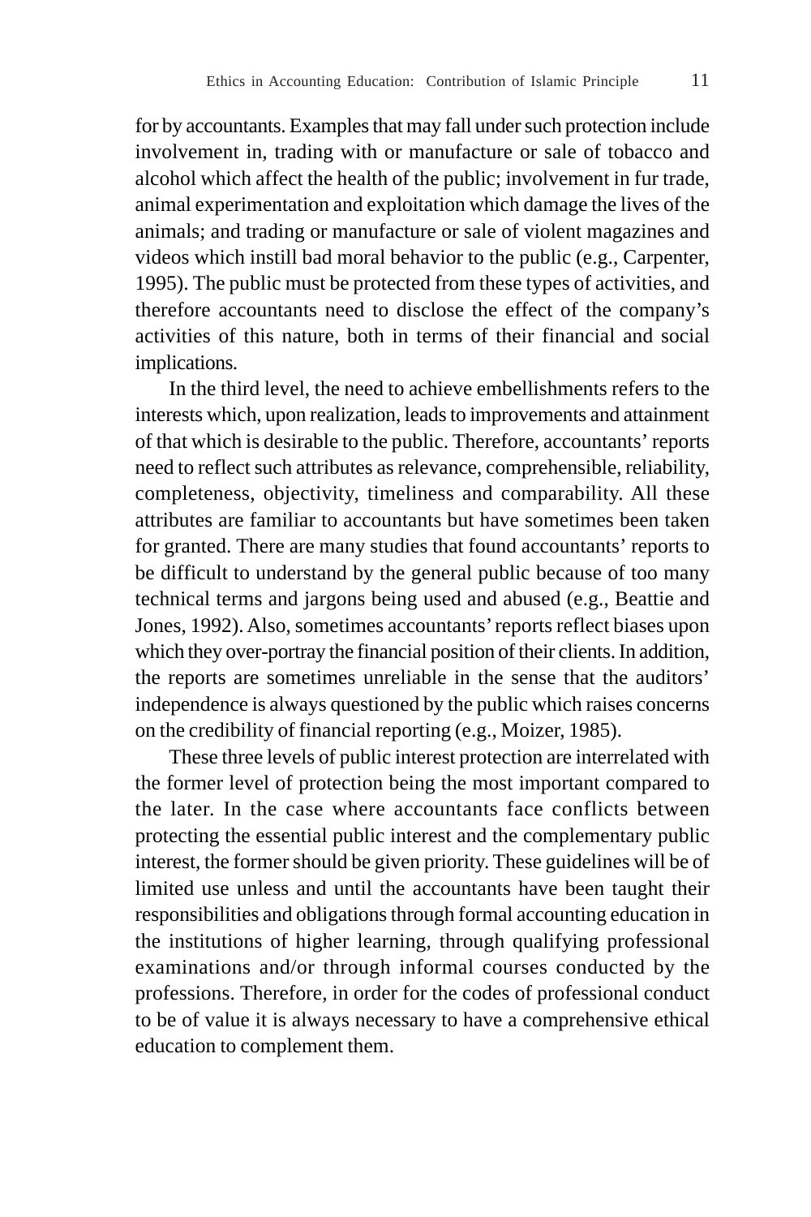for by accountants. Examples that may fall under such protection include involvement in, trading with or manufacture or sale of tobacco and alcohol which affect the health of the public; involvement in fur trade, animal experimentation and exploitation which damage the lives of the animals; and trading or manufacture or sale of violent magazines and videos which instill bad moral behavior to the public (e.g., Carpenter, 1995). The public must be protected from these types of activities, and therefore accountants need to disclose the effect of the company's activities of this nature, both in terms of their financial and social implications.

In the third level, the need to achieve embellishments refers to the interests which, upon realization, leads to improvements and attainment of that which is desirable to the public. Therefore, accountants' reports need to reflect such attributes as relevance, comprehensible, reliability, completeness, objectivity, timeliness and comparability. All these attributes are familiar to accountants but have sometimes been taken for granted. There are many studies that found accountants' reports to be difficult to understand by the general public because of too many technical terms and jargons being used and abused (e.g., Beattie and Jones, 1992). Also, sometimes accountants' reports reflect biases upon which they over-portray the financial position of their clients. In addition, the reports are sometimes unreliable in the sense that the auditors' independence is always questioned by the public which raises concerns on the credibility of financial reporting (e.g., Moizer, 1985).

These three levels of public interest protection are interrelated with the former level of protection being the most important compared to the later. In the case where accountants face conflicts between protecting the essential public interest and the complementary public interest, the former should be given priority. These guidelines will be of limited use unless and until the accountants have been taught their responsibilities and obligations through formal accounting education in the institutions of higher learning, through qualifying professional examinations and/or through informal courses conducted by the professions. Therefore, in order for the codes of professional conduct to be of value it is always necessary to have a comprehensive ethical education to complement them.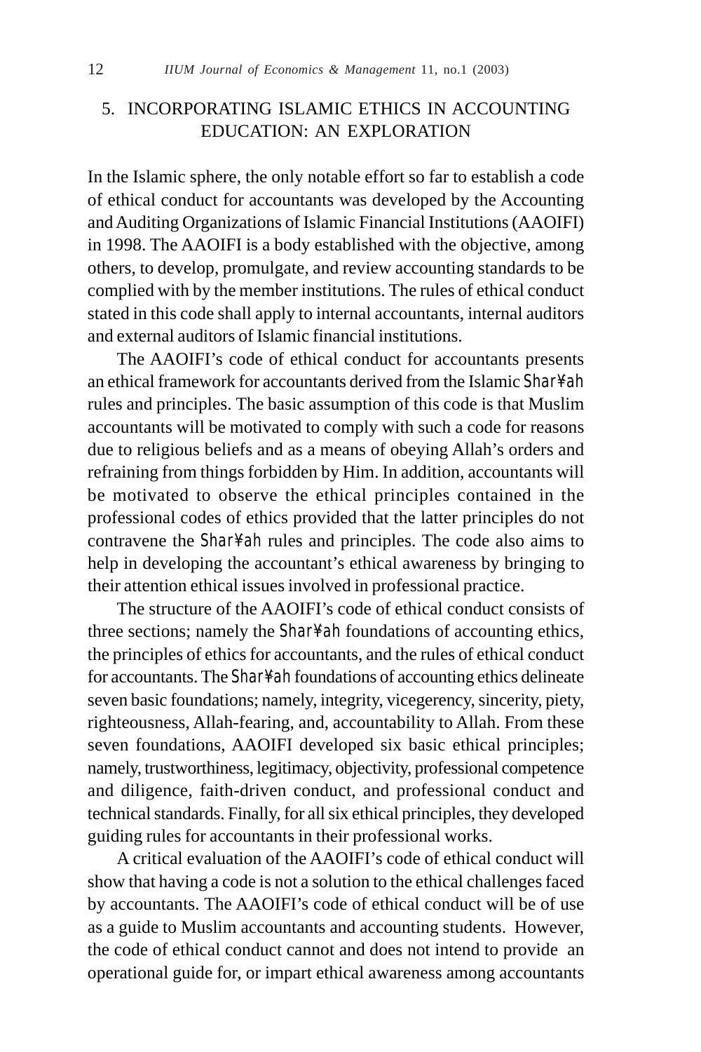## 5. INCORPORATING ISLAMIC ETHICS IN ACCOUNTING EDUCATION: AN EXPLORATION

In the Islamic sphere, the only notable effort so far to establish a code of ethical conduct for accountants was developed by the Accounting and Auditing Organizations of Islamic Financial Institutions (AAOIFI) in 1998. The AAOIFI is a body established with the objective, among others, to develop, promulgate, and review accounting standards to be complied with by the member institutions. The rules of ethical conduct stated in this code shall apply to internal accountants, internal auditors and external auditors of Islamic financial institutions.

The AAOIFI's code of ethical conduct for accountants presents an ethical framework for accountants derived from the Islamic Shar¥ah rules and principles. The basic assumption of this code is that Muslim accountants will be motivated to comply with such a code for reasons due to religious beliefs and as a means of obeying Allah's orders and refraining from things forbidden by Him. In addition, accountants will be motivated to observe the ethical principles contained in the professional codes of ethics provided that the latter principles do not contravene the Shar¥ah rules and principles. The code also aims to help in developing the accountant's ethical awareness by bringing to their attention ethical issues involved in professional practice.

The structure of the AAOIFI's code of ethical conduct consists of three sections; namely the Shar¥ah foundations of accounting ethics, the principles of ethics for accountants, and the rules of ethical conduct for accountants. The Shar¥ah foundations of accounting ethics delineate seven basic foundations; namely, integrity, vicegerency, sincerity, piety, righteousness, Allah-fearing, and, accountability to Allah. From these seven foundations, AAOIFI developed six basic ethical principles; namely, trustworthiness, legitimacy, objectivity, professional competence and diligence, faith-driven conduct, and professional conduct and technical standards. Finally, for all six ethical principles, they developed guiding rules for accountants in their professional works.

A critical evaluation of the AAOIFI's code of ethical conduct will show that having a code is not a solution to the ethical challenges faced by accountants. The AAOIFI's code of ethical conduct will be of use as a guide to Muslim accountants and accounting students. However, the code of ethical conduct cannot and does not intend to provide an operational guide for, or impart ethical awareness among accountants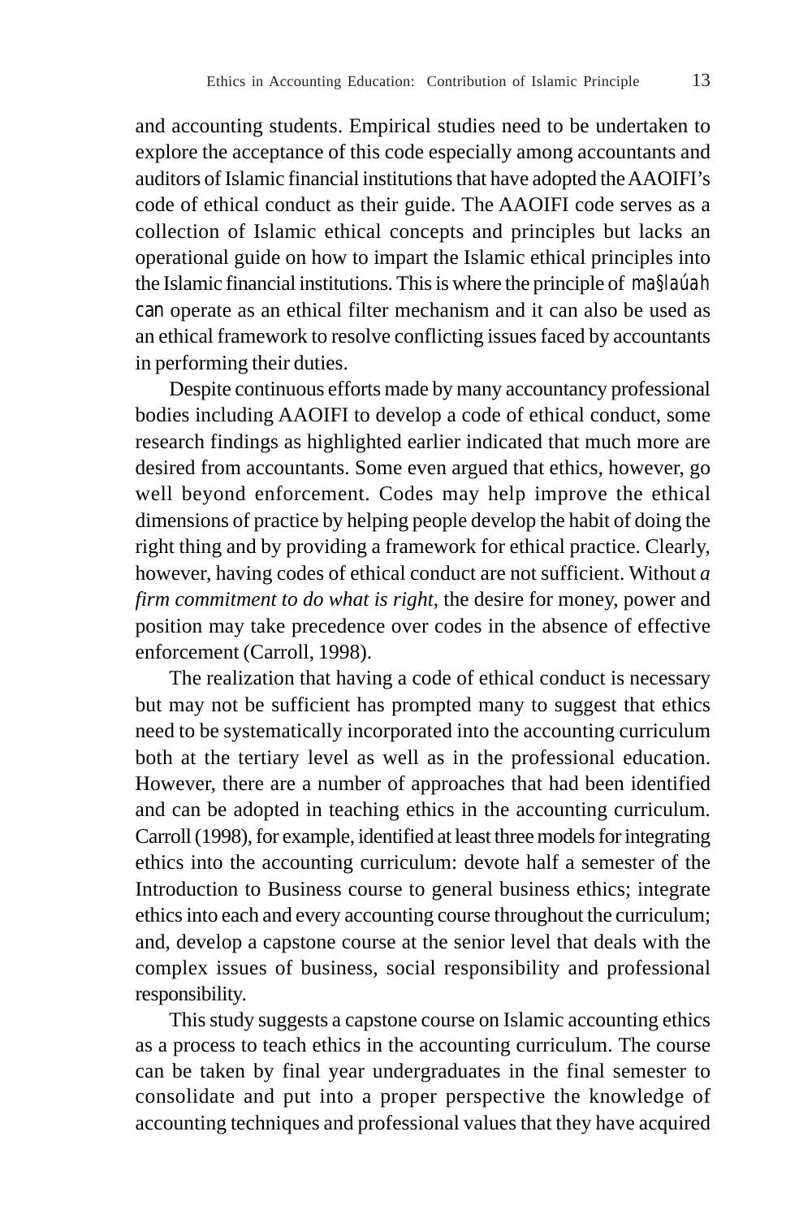and accounting students. Empirical studies need to be undertaken to explore the acceptance of this code especially among accountants and auditors of Islamic financial institutions that have adopted the AAOIFI's code of ethical conduct as their guide. The AAOIFI code serves as a collection of Islamic ethical concepts and principles but lacks an operational guide on how to impart the Islamic ethical principles into the Islamic financial institutions. This is where the principle of ma§laúah can operate as an ethical filter mechanism and it can also be used as an ethical framework to resolve conflicting issues faced by accountants in performing their duties.

Despite continuous efforts made by many accountancy professional bodies including AAOIFI to develop a code of ethical conduct, some research findings as highlighted earlier indicated that much more are desired from accountants. Some even argued that ethics, however, go well beyond enforcement. Codes may help improve the ethical dimensions of practice by helping people develop the habit of doing the right thing and by providing a framework for ethical practice. Clearly, however, having codes of ethical conduct are not sufficient. Without *a firm commitment to do what is right*, the desire for money, power and position may take precedence over codes in the absence of effective enforcement (Carroll, 1998).

The realization that having a code of ethical conduct is necessary but may not be sufficient has prompted many to suggest that ethics need to be systematically incorporated into the accounting curriculum both at the tertiary level as well as in the professional education. However, there are a number of approaches that had been identified and can be adopted in teaching ethics in the accounting curriculum. Carroll (1998), for example, identified at least three models for integrating ethics into the accounting curriculum: devote half a semester of the Introduction to Business course to general business ethics; integrate ethics into each and every accounting course throughout the curriculum; and, develop a capstone course at the senior level that deals with the complex issues of business, social responsibility and professional responsibility.

This study suggests a capstone course on Islamic accounting ethics as a process to teach ethics in the accounting curriculum. The course can be taken by final year undergraduates in the final semester to consolidate and put into a proper perspective the knowledge of accounting techniques and professional values that they have acquired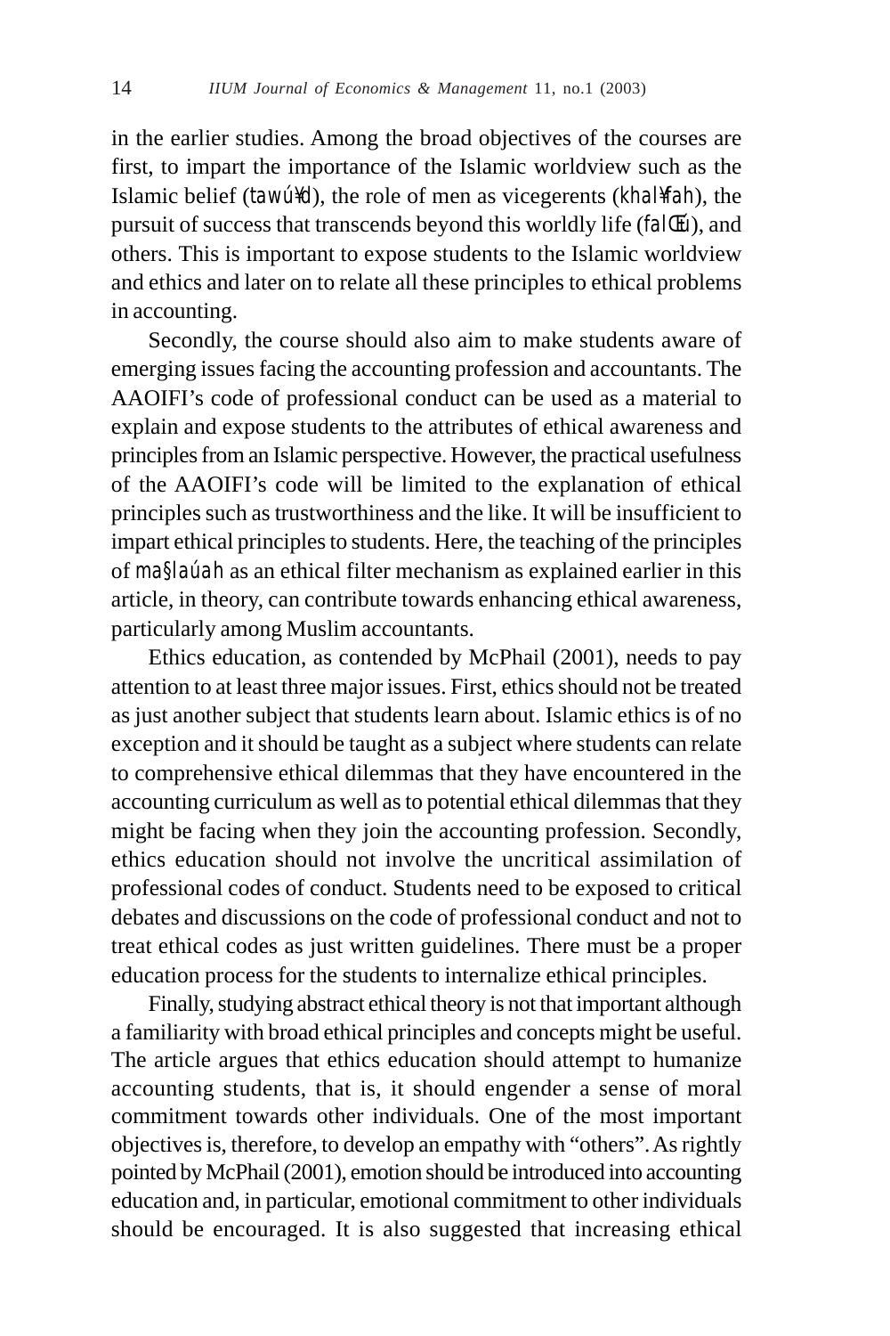in the earlier studies. Among the broad objectives of the courses are first, to impart the importance of the Islamic worldview such as the Islamic belief (*tawú¥d*), the role of men as vicegerents (*khal¥fah*), the pursuit of success that transcends beyond this worldly life (*falŒú*), and others. This is important to expose students to the Islamic worldview and ethics and later on to relate all these principles to ethical problems in accounting.

Secondly, the course should also aim to make students aware of emerging issues facing the accounting profession and accountants. The AAOIFI's code of professional conduct can be used as a material to explain and expose students to the attributes of ethical awareness and principles from an Islamic perspective. However, the practical usefulness of the AAOIFI's code will be limited to the explanation of ethical principles such as trustworthiness and the like. It will be insufficient to impart ethical principles to students. Here, the teaching of the principles of *ma§laúah* as an ethical filter mechanism as explained earlier in this article, in theory, can contribute towards enhancing ethical awareness, particularly among Muslim accountants.

Ethics education, as contended by McPhail (2001), needs to pay attention to at least three major issues. First, ethics should not be treated as just another subject that students learn about. Islamic ethics is of no exception and it should be taught as a subject where students can relate to comprehensive ethical dilemmas that they have encountered in the accounting curriculum as well as to potential ethical dilemmas that they might be facing when they join the accounting profession. Secondly, ethics education should not involve the uncritical assimilation of professional codes of conduct. Students need to be exposed to critical debates and discussions on the code of professional conduct and not to treat ethical codes as just written guidelines. There must be a proper education process for the students to internalize ethical principles.

Finally, studying abstract ethical theory is not that important although a familiarity with broad ethical principles and concepts might be useful. The article argues that ethics education should attempt to humanize accounting students, that is, it should engender a sense of moral commitment towards other individuals. One of the most important objectives is, therefore, to develop an empathy with "others". As rightly pointed by McPhail (2001), emotion should be introduced into accounting education and, in particular, emotional commitment to other individuals should be encouraged. It is also suggested that increasing ethical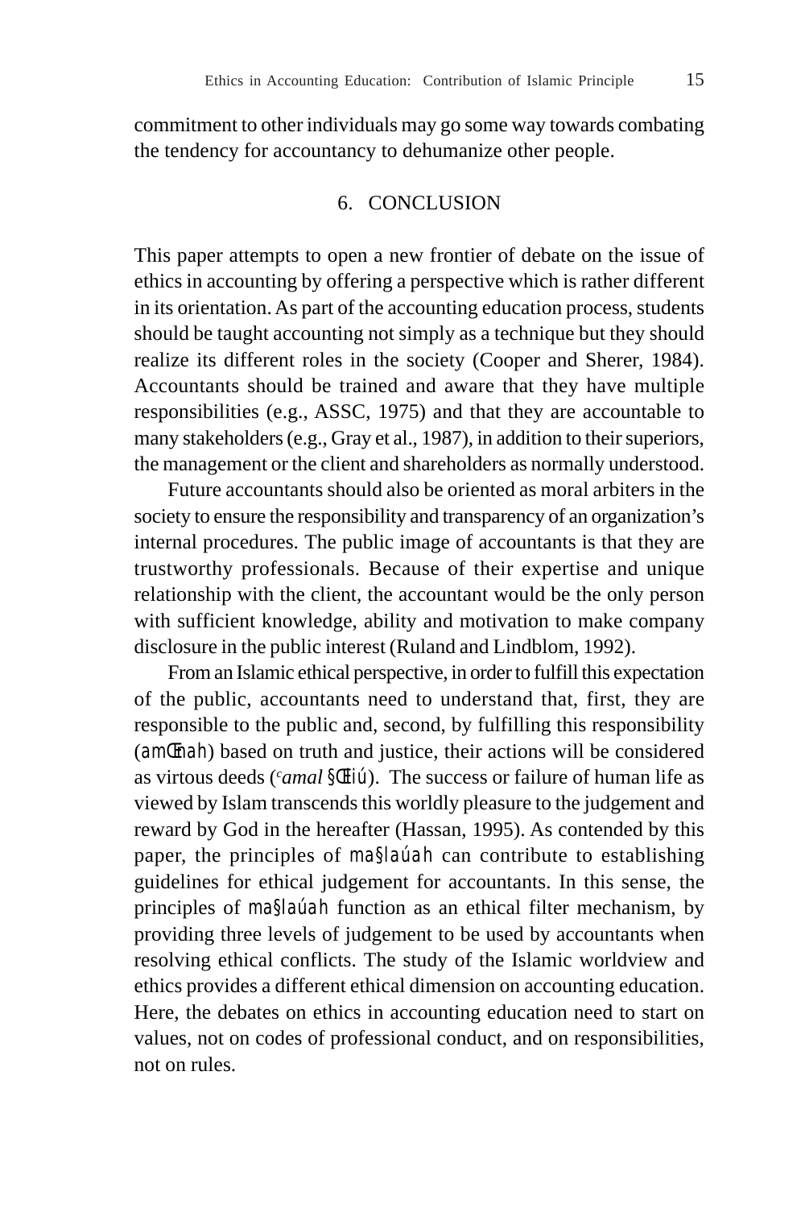commitment to other individuals may go some way towards combating the tendency for accountancy to dehumanize other people.

## 6. CONCLUSION

This paper attempts to open a new frontier of debate on the issue of ethics in accounting by offering a perspective which is rather different in its orientation. As part of the accounting education process, students should be taught accounting not simply as a technique but they should realize its different roles in the society (Cooper and Sherer, 1984). Accountants should be trained and aware that they have multiple responsibilities (e.g., ASSC, 1975) and that they are accountable to many stakeholders (e.g., Gray et al., 1987), in addition to their superiors, the management or the client and shareholders as normally understood.

Future accountants should also be oriented as moral arbiters in the society to ensure the responsibility and transparency of an organization's internal procedures. The public image of accountants is that they are trustworthy professionals. Because of their expertise and unique relationship with the client, the accountant would be the only person with sufficient knowledge, ability and motivation to make company disclosure in the public interest (Ruland and Lindblom, 1992).

From an Islamic ethical perspective, in order to fulfill this expectation of the public, accountants need to understand that, first, they are responsible to the public and, second, by fulfilling this responsibility (*amŒnah*) based on truth and justice, their actions will be considered as virtous deeds (*ᶜamal §Œliú*). The success or failure of human life as viewed by Islam transcends this worldly pleasure to the judgement and reward by God in the hereafter (Hassan, 1995). As contended by this paper, the principles of *ma§laúah* can contribute to establishing guidelines for ethical judgement for accountants. In this sense, the principles of *ma§laúah* function as an ethical filter mechanism, by providing three levels of judgement to be used by accountants when resolving ethical conflicts. The study of the Islamic worldview and ethics provides a different ethical dimension on accounting education. Here, the debates on ethics in accounting education need to start on values, not on codes of professional conduct, and on responsibilities, not on rules.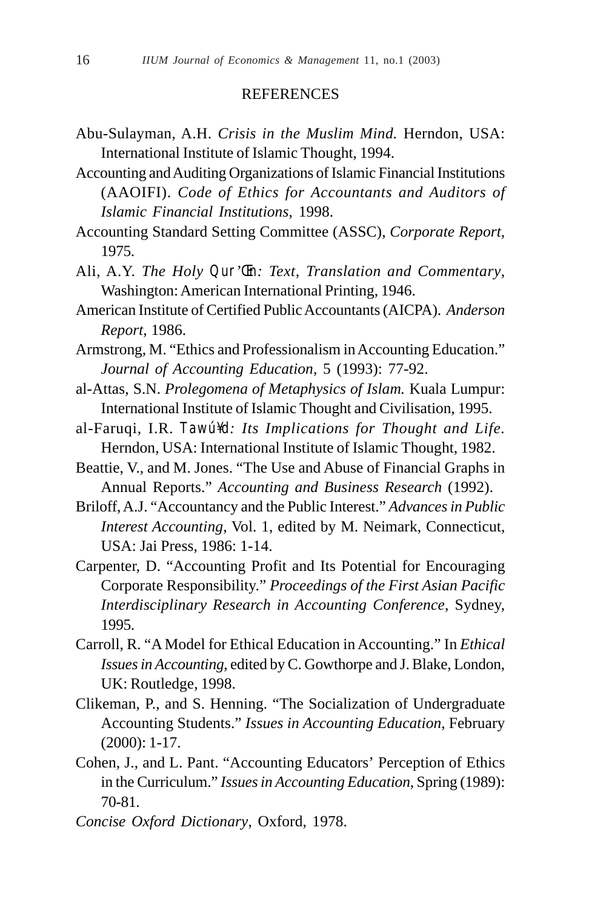## REFERENCES

Abu-Sulayman, A.H. *Crisis in the Muslim Mind.* Herndon, USA: International Institute of Islamic Thought, 1994.

Accounting and Auditing Organizations of Islamic Financial Institutions (AAOIFI). *Code of Ethics for Accountants and Auditors of Islamic Financial Institutions*, 1998.

Accounting Standard Setting Committee (ASSC), *Corporate Report*, 1975.

Ali, A.Y. *The Holy Qur'Œn: Text, Translation and Commentary*, Washington: American International Printing, 1946.

American Institute of Certified Public Accountants (AICPA). *Anderson Report*, 1986.

Armstrong, M. "Ethics and Professionalism in Accounting Education." *Journal of Accounting Education*, 5 (1993): 77-92.

al-Attas, S.N. *Prolegomena of Metaphysics of Islam.* Kuala Lumpur: International Institute of Islamic Thought and Civilisation, 1995.

al-Faruqi, I.R. *Tawú¥d: Its Implications for Thought and Life.* Herndon, USA: International Institute of Islamic Thought, 1982.

Beattie, V., and M. Jones. "The Use and Abuse of Financial Graphs in Annual Reports." *Accounting and Business Research* (1992).

Briloff, A.J. "Accountancy and the Public Interest." *Advances in Public Interest Accounting*, Vol. 1, edited by M. Neimark, Connecticut, USA: Jai Press, 1986: 1-14.

Carpenter, D. "Accounting Profit and Its Potential for Encouraging Corporate Responsibility." *Proceedings of the First Asian Pacific Interdisciplinary Research in Accounting Conference*, Sydney, 1995.

Carroll, R. "A Model for Ethical Education in Accounting." In *Ethical Issues in Accounting,* edited by C. Gowthorpe and J. Blake, London, UK: Routledge, 1998.

Clikeman, P., and S. Henning. "The Socialization of Undergraduate Accounting Students." *Issues in Accounting Education*, February (2000): 1-17.

Cohen, J., and L. Pant. "Accounting Educators' Perception of Ethics in the Curriculum." *Issues in Accounting Education*, Spring (1989): 70-81.

*Concise Oxford Dictionary*, Oxford, 1978.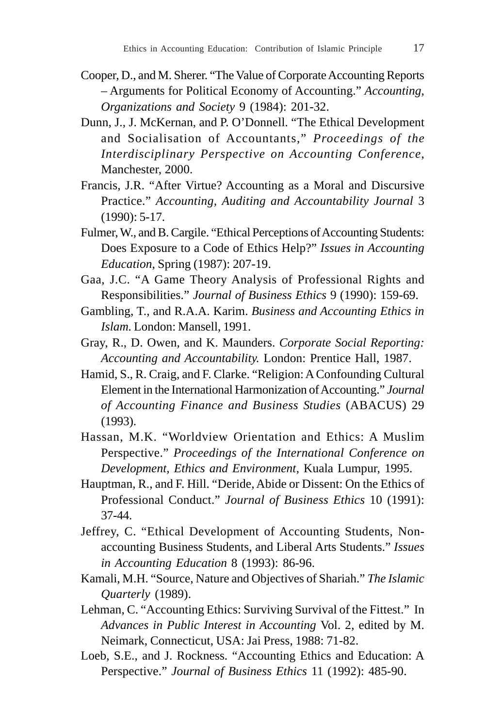Cooper, D., and M. Sherer. "The Value of Corporate Accounting Reports – Arguments for Political Economy of Accounting." *Accounting, Organizations and Society* 9 (1984): 201-32.

Dunn, J., J. McKernan, and P. O'Donnell. "The Ethical Development and Socialisation of Accountants," *Proceedings of the Interdisciplinary Perspective on Accounting Conference*, Manchester, 2000.

Francis, J.R. "After Virtue? Accounting as a Moral and Discursive Practice." *Accounting, Auditing and Accountability Journal* 3 (1990): 5-17.

Fulmer, W., and B. Cargile. "Ethical Perceptions of Accounting Students: Does Exposure to a Code of Ethics Help?" *Issues in Accounting Education*, Spring (1987): 207-19.

Gaa, J.C. "A Game Theory Analysis of Professional Rights and Responsibilities." *Journal of Business Ethics* 9 (1990): 159-69.

Gambling, T., and R.A.A. Karim. *Business and Accounting Ethics in Islam.* London: Mansell, 1991.

Gray, R., D. Owen, and K. Maunders. *Corporate Social Reporting: Accounting and Accountability.* London: Prentice Hall, 1987.

Hamid, S., R. Craig, and F. Clarke. "Religion: A Confounding Cultural Element in the International Harmonization of Accounting." *Journal of Accounting Finance and Business Studies* (ABACUS) 29 (1993).

Hassan, M.K. "Worldview Orientation and Ethics: A Muslim Perspective." *Proceedings of the International Conference on Development, Ethics and Environment*, Kuala Lumpur, 1995.

Hauptman, R., and F. Hill. "Deride, Abide or Dissent: On the Ethics of Professional Conduct." *Journal of Business Ethics* 10 (1991): 37-44.

Jeffrey, C. "Ethical Development of Accounting Students, Non-accounting Business Students, and Liberal Arts Students." *Issues in Accounting Education* 8 (1993): 86-96.

Kamali, M.H. "Source, Nature and Objectives of Shariah." *The Islamic Quarterly* (1989).

Lehman, C. "Accounting Ethics: Surviving Survival of the Fittest." In *Advances in Public Interest in Accounting* Vol. 2, edited by M. Neimark, Connecticut, USA: Jai Press, 1988: 71-82.

Loeb, S.E., and J. Rockness. "Accounting Ethics and Education: A Perspective." *Journal of Business Ethics* 11 (1992): 485-90.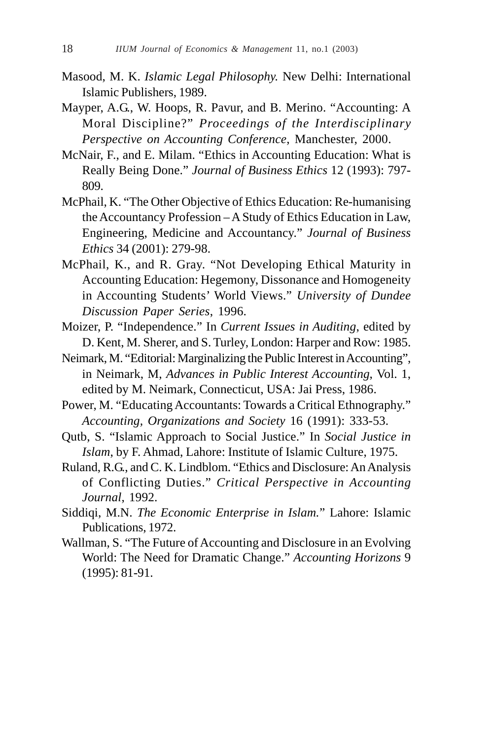Masood, M. K. *Islamic Legal Philosophy.* New Delhi: International Islamic Publishers, 1989.

Mayper, A.G., W. Hoops, R. Pavur, and B. Merino. "Accounting: A Moral Discipline?" *Proceedings of the Interdisciplinary Perspective on Accounting Conference*, Manchester, 2000.

McNair, F., and E. Milam. "Ethics in Accounting Education: What is Really Being Done." *Journal of Business Ethics* 12 (1993): 797-809.

McPhail, K. "The Other Objective of Ethics Education: Re-humanising the Accountancy Profession – A Study of Ethics Education in Law, Engineering, Medicine and Accountancy." *Journal of Business Ethics* 34 (2001): 279-98.

McPhail, K., and R. Gray. "Not Developing Ethical Maturity in Accounting Education: Hegemony, Dissonance and Homogeneity in Accounting Students' World Views." *University of Dundee Discussion Paper Series*, 1996.

Moizer, P. "Independence." In *Current Issues in Auditing*, edited by D. Kent, M. Sherer, and S. Turley, London: Harper and Row: 1985.

Neimark, M. "Editorial: Marginalizing the Public Interest in Accounting", in Neimark, M, *Advances in Public Interest Accounting*, Vol. 1, edited by M. Neimark, Connecticut, USA: Jai Press, 1986.

Power, M. "Educating Accountants: Towards a Critical Ethnography." *Accounting, Organizations and Society* 16 (1991): 333-53.

Qutb, S. "Islamic Approach to Social Justice." In *Social Justice in Islam*, by F. Ahmad, Lahore: Institute of Islamic Culture, 1975.

Ruland, R.G., and C. K. Lindblom. "Ethics and Disclosure: An Analysis of Conflicting Duties." *Critical Perspective in Accounting Journal*, 1992.

Siddiqi, M.N. *The Economic Enterprise in Islam.*" Lahore: Islamic Publications, 1972.

Wallman, S. "The Future of Accounting and Disclosure in an Evolving World: The Need for Dramatic Change." *Accounting Horizons* 9 (1995): 81-91.